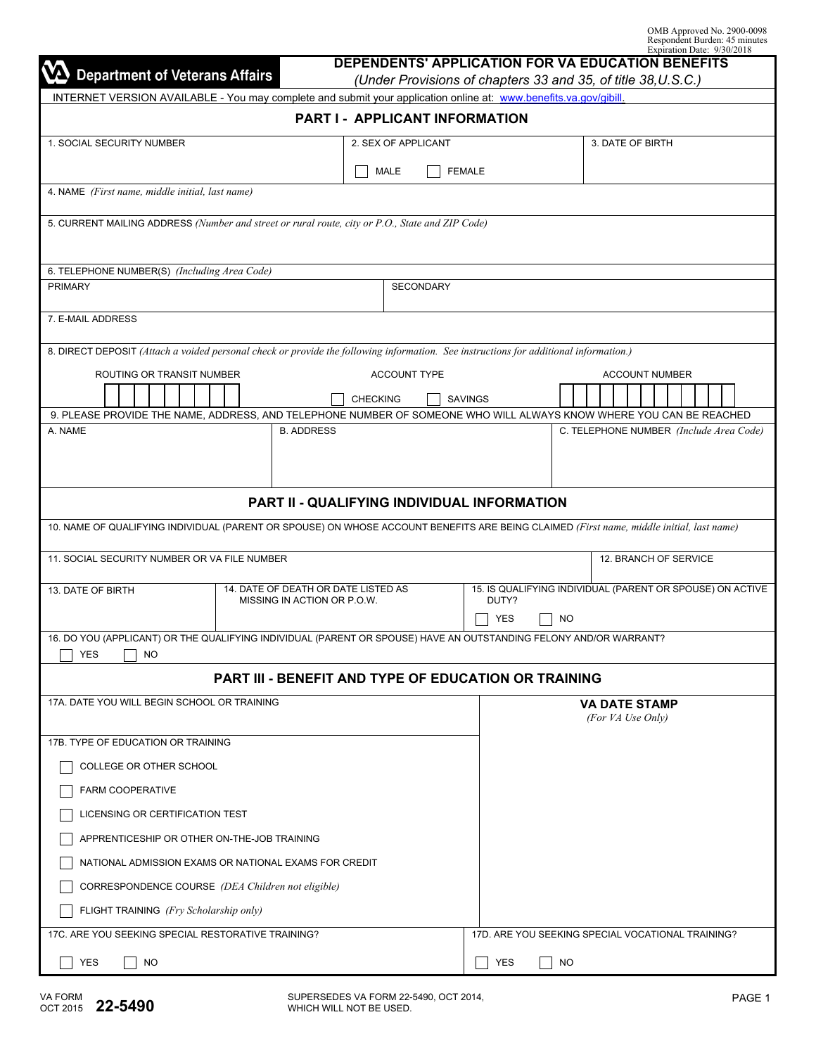OMB Approved No. 2900-0098
Respondent Burden: 45 minutes
Expiration Date: 9/30/2018

**Department of Veterans Affairs**

# DEPENDENTS' APPLICATION FOR VA EDUCATION BENEFITS

*(Under Provisions of chapters 33 and 35, of title 38,U.S.C.)*

INTERNET VERSION AVAILABLE - You may complete and submit your application online at: www.benefits.va.gov/gibill.

## PART I - APPLICANT INFORMATION

1. SOCIAL SECURITY NUMBER

2. SEX OF APPLICANT
☐ MALE ☐ FEMALE

3. DATE OF BIRTH

4. NAME *(First name, middle initial, last name)*

5. CURRENT MAILING ADDRESS *(Number and street or rural route, city or P.O., State and ZIP Code)*

6. TELEPHONE NUMBER(S) *(Including Area Code)*
PRIMARY
SECONDARY

7. E-MAIL ADDRESS

8. DIRECT DEPOSIT *(Attach a voided personal check or provide the following information. See instructions for additional information.)*

ROUTING OR TRANSIT NUMBER
ACCOUNT TYPE
☐ CHECKING ☐ SAVINGS
ACCOUNT NUMBER

9. PLEASE PROVIDE THE NAME, ADDRESS, AND TELEPHONE NUMBER OF SOMEONE WHO WILL ALWAYS KNOW WHERE YOU CAN BE REACHED

A. NAME
B. ADDRESS
C. TELEPHONE NUMBER *(Include Area Code)*

## PART II - QUALIFYING INDIVIDUAL INFORMATION

10. NAME OF QUALIFYING INDIVIDUAL (PARENT OR SPOUSE) ON WHOSE ACCOUNT BENEFITS ARE BEING CLAIMED *(First name, middle initial, last name)*

11. SOCIAL SECURITY NUMBER OR VA FILE NUMBER

12. BRANCH OF SERVICE

13. DATE OF BIRTH

14. DATE OF DEATH OR DATE LISTED AS MISSING IN ACTION OR P.O.W.

15. IS QUALIFYING INDIVIDUAL (PARENT OR SPOUSE) ON ACTIVE DUTY?
☐ YES ☐ NO

16. DO YOU (APPLICANT) OR THE QUALIFYING INDIVIDUAL (PARENT OR SPOUSE) HAVE AN OUTSTANDING FELONY AND/OR WARRANT?
☐ YES ☐ NO

## PART III - BENEFIT AND TYPE OF EDUCATION OR TRAINING

17A. DATE YOU WILL BEGIN SCHOOL OR TRAINING

**VA DATE STAMP**
*(For VA Use Only)*

17B. TYPE OF EDUCATION OR TRAINING

- ☐ COLLEGE OR OTHER SCHOOL
- ☐ FARM COOPERATIVE
- ☐ LICENSING OR CERTIFICATION TEST
- ☐ APPRENTICESHIP OR OTHER ON-THE-JOB TRAINING
- ☐ NATIONAL ADMISSION EXAMS OR NATIONAL EXAMS FOR CREDIT
- ☐ CORRESPONDENCE COURSE *(DEA Children not eligible)*
- ☐ FLIGHT TRAINING *(Fry Scholarship only)*

17C. ARE YOU SEEKING SPECIAL RESTORATIVE TRAINING?
☐ YES ☐ NO

17D. ARE YOU SEEKING SPECIAL VOCATIONAL TRAINING?
☐ YES ☐ NO

VA FORM OCT 2015 **22-5490**

SUPERSEDES VA FORM 22-5490, OCT 2014, WHICH WILL NOT BE USED.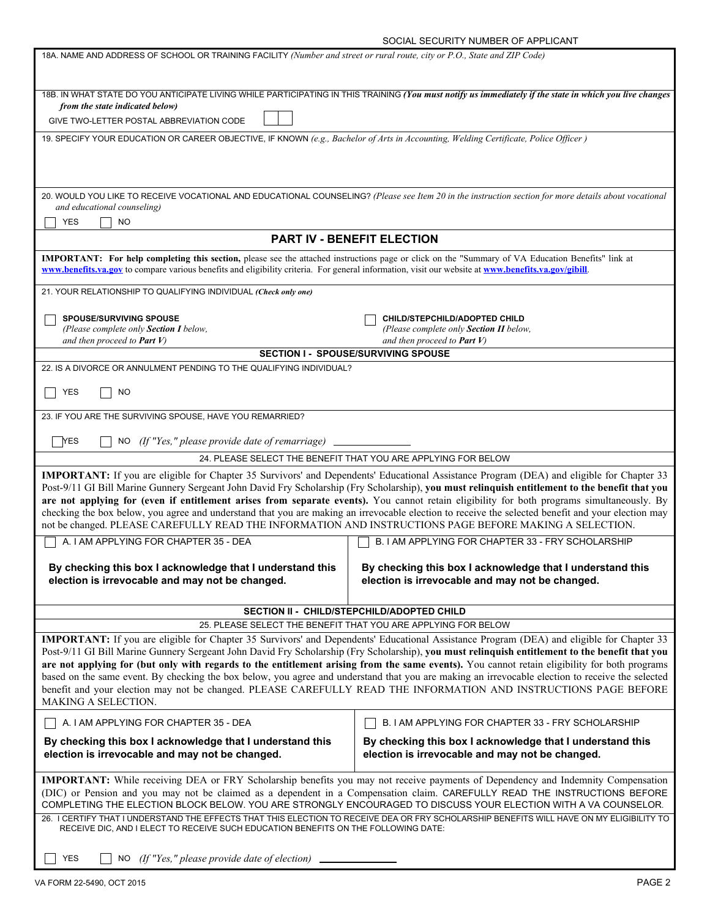SOCIAL SECURITY NUMBER OF APPLICANT

18A. NAME AND ADDRESS OF SCHOOL OR TRAINING FACILITY *(Number and street or rural route, city or P.O., State and ZIP Code)*

18B. IN WHAT STATE DO YOU ANTICIPATE LIVING WHILE PARTICIPATING IN THIS TRAINING ***(You must notify us immediately if the state in which you live changes from the state indicated below)***

GIVE TWO-LETTER POSTAL ABBREVIATION CODE

19. SPECIFY YOUR EDUCATION OR CAREER OBJECTIVE, IF KNOWN *(e.g., Bachelor of Arts in Accounting, Welding Certificate, Police Officer )*

20. WOULD YOU LIKE TO RECEIVE VOCATIONAL AND EDUCATIONAL COUNSELING? *(Please see Item 20 in the instruction section for more details about vocational and educational counseling)*

☐ YES ☐ NO

## PART IV - BENEFIT ELECTION

**IMPORTANT: For help completing this section,** please see the attached instructions page or click on the "Summary of VA Education Benefits" link at **www.benefits.va.gov** to compare various benefits and eligibility criteria. For general information, visit our website at **www.benefits.va.gov/gibill**.

21. YOUR RELATIONSHIP TO QUALIFYING INDIVIDUAL ***(Check only one)***

☐ **SPOUSE/SURVIVING SPOUSE**
*(Please complete only **Section I** below, and then proceed to **Part V**)*

☐ **CHILD/STEPCHILD/ADOPTED CHILD**
*(Please complete only **Section II** below, and then proceed to **Part V**)*

### SECTION I - SPOUSE/SURVIVING SPOUSE

22. IS A DIVORCE OR ANNULMENT PENDING TO THE QUALIFYING INDIVIDUAL?

☐ YES ☐ NO

23. IF YOU ARE THE SURVIVING SPOUSE, HAVE YOU REMARRIED?

☐ YES ☐ NO *(If "Yes," please provide date of remarriage)* ______________

24. PLEASE SELECT THE BENEFIT THAT YOU ARE APPLYING FOR BELOW

**IMPORTANT:** If you are eligible for Chapter 35 Survivors' and Dependents' Educational Assistance Program (DEA) and eligible for Chapter 33 Post-9/11 GI Bill Marine Gunnery Sergeant John David Fry Scholarship (Fry Scholarship), **you must relinquish entitlement to the benefit that you are not applying for (even if entitlement arises from separate events).** You cannot retain eligibility for both programs simultaneously. By checking the box below, you agree and understand that you are making an irrevocable election to receive the selected benefit and your election may not be changed. PLEASE CAREFULLY READ THE INFORMATION AND INSTRUCTIONS PAGE BEFORE MAKING A SELECTION.

☐ A. I AM APPLYING FOR CHAPTER 35 - DEA

**By checking this box I acknowledge that I understand this election is irrevocable and may not be changed.**

☐ B. I AM APPLYING FOR CHAPTER 33 - FRY SCHOLARSHIP

**By checking this box I acknowledge that I understand this election is irrevocable and may not be changed.**

### SECTION II - CHILD/STEPCHILD/ADOPTED CHILD

25. PLEASE SELECT THE BENEFIT THAT YOU ARE APPLYING FOR BELOW

**IMPORTANT:** If you are eligible for Chapter 35 Survivors' and Dependents' Educational Assistance Program (DEA) and eligible for Chapter 33 Post-9/11 GI Bill Marine Gunnery Sergeant John David Fry Scholarship (Fry Scholarship), **you must relinquish entitlement to the benefit that you are not applying for (but only with regards to the entitlement arising from the same events).** You cannot retain eligibility for both programs based on the same event. By checking the box below, you agree and understand that you are making an irrevocable election to receive the selected benefit and your election may not be changed. PLEASE CAREFULLY READ THE INFORMATION AND INSTRUCTIONS PAGE BEFORE MAKING A SELECTION.

☐ A. I AM APPLYING FOR CHAPTER 35 - DEA

**By checking this box I acknowledge that I understand this election is irrevocable and may not be changed.**

☐ B. I AM APPLYING FOR CHAPTER 33 - FRY SCHOLARSHIP

**By checking this box I acknowledge that I understand this election is irrevocable and may not be changed.**

**IMPORTANT:** While receiving DEA or FRY Scholarship benefits you may not receive payments of Dependency and Indemnity Compensation (DIC) or Pension and you may not be claimed as a dependent in a Compensation claim. CAREFULLY READ THE INSTRUCTIONS BEFORE COMPLETING THE ELECTION BLOCK BELOW. YOU ARE STRONGLY ENCOURAGED TO DISCUSS YOUR ELECTION WITH A VA COUNSELOR.

26. I CERTIFY THAT I UNDERSTAND THE EFFECTS THAT THIS ELECTION TO RECEIVE DEA OR FRY SCHOLARSHIP BENEFITS WILL HAVE ON MY ELIGIBILITY TO RECEIVE DIC, AND I ELECT TO RECEIVE SUCH EDUCATION BENEFITS ON THE FOLLOWING DATE:

☐ YES ☐ NO *(If "Yes," please provide date of election)* ______________

VA FORM 22-5490, OCT 2015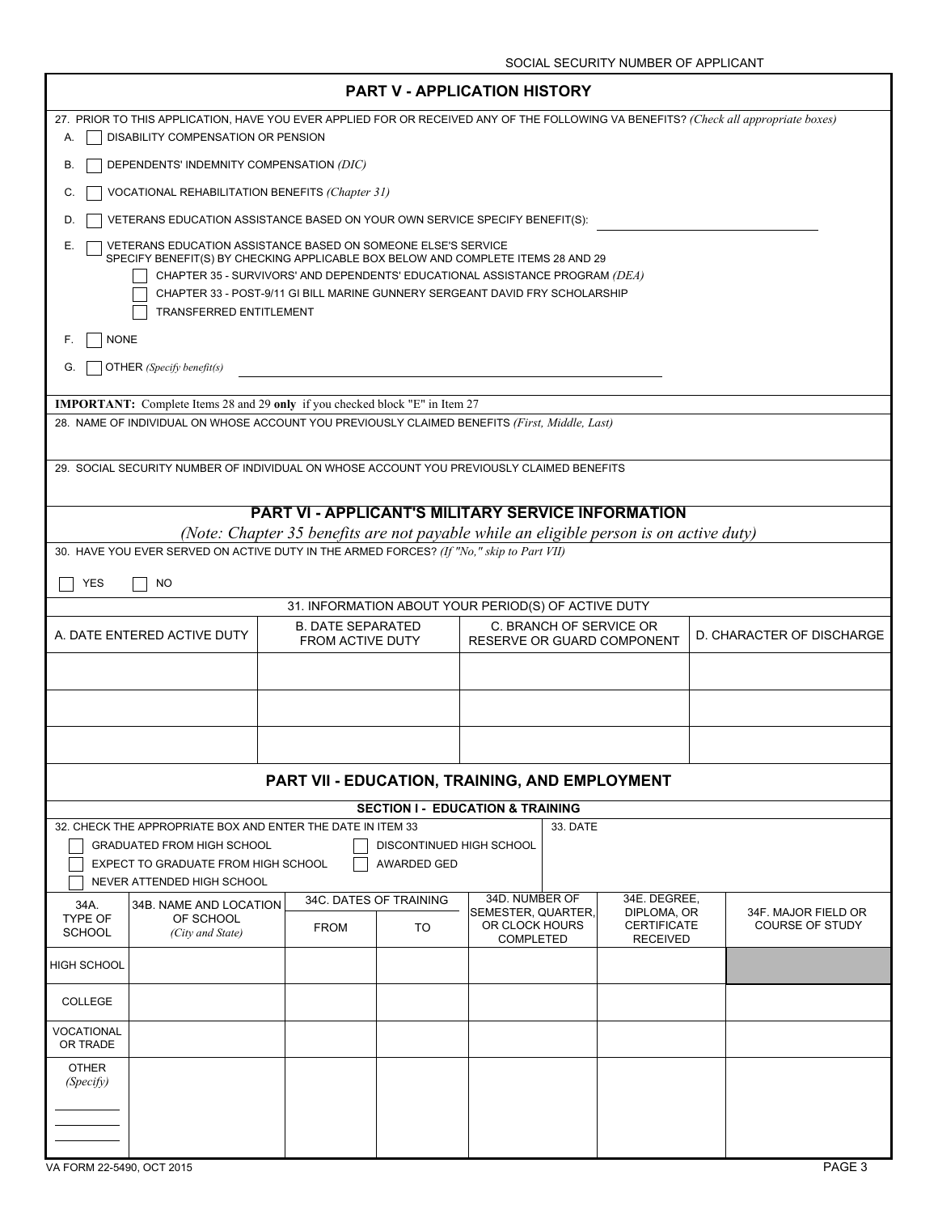SOCIAL SECURITY NUMBER OF APPLICANT

## PART V - APPLICATION HISTORY

27. PRIOR TO THIS APPLICATION, HAVE YOU EVER APPLIED FOR OR RECEIVED ANY OF THE FOLLOWING VA BENEFITS? *(Check all appropriate boxes)*

A. ☐ DISABILITY COMPENSATION OR PENSION

B. ☐ DEPENDENTS' INDEMNITY COMPENSATION *(DIC)*

C. ☐ VOCATIONAL REHABILITATION BENEFITS *(Chapter 31)*

D. ☐ VETERANS EDUCATION ASSISTANCE BASED ON YOUR OWN SERVICE SPECIFY BENEFIT(S): ____________________

E. ☐ VETERANS EDUCATION ASSISTANCE BASED ON SOMEONE ELSE'S SERVICE
SPECIFY BENEFIT(S) BY CHECKING APPLICABLE BOX BELOW AND COMPLETE ITEMS 28 AND 29

- ☐ CHAPTER 35 - SURVIVORS' AND DEPENDENTS' EDUCATIONAL ASSISTANCE PROGRAM *(DEA)*
- ☐ CHAPTER 33 - POST-9/11 GI BILL MARINE GUNNERY SERGEANT DAVID FRY SCHOLARSHIP
- ☐ TRANSFERRED ENTITLEMENT

F. ☐ NONE

G. ☐ OTHER *(Specify benefit(s)* ____________________

**IMPORTANT:** Complete Items 28 and 29 **only** if you checked block "E" in Item 27

28. NAME OF INDIVIDUAL ON WHOSE ACCOUNT YOU PREVIOUSLY CLAIMED BENEFITS *(First, Middle, Last)*

29. SOCIAL SECURITY NUMBER OF INDIVIDUAL ON WHOSE ACCOUNT YOU PREVIOUSLY CLAIMED BENEFITS

## PART VI - APPLICANT'S MILITARY SERVICE INFORMATION

*(Note: Chapter 35 benefits are not payable while an eligible person is on active duty)*

30. HAVE YOU EVER SERVED ON ACTIVE DUTY IN THE ARMED FORCES? *(If "No," skip to Part VII)*

☐ YES ☐ NO

31. INFORMATION ABOUT YOUR PERIOD(S) OF ACTIVE DUTY

| A. DATE ENTERED ACTIVE DUTY | B. DATE SEPARATED FROM ACTIVE DUTY | C. BRANCH OF SERVICE OR RESERVE OR GUARD COMPONENT | D. CHARACTER OF DISCHARGE |
|---|---|---|---|
| | | | |
| | | | |
| | | | |

## PART VII - EDUCATION, TRAINING, AND EMPLOYMENT

### SECTION I - EDUCATION & TRAINING

32. CHECK THE APPROPRIATE BOX AND ENTER THE DATE IN ITEM 33

- ☐ GRADUATED FROM HIGH SCHOOL
- ☐ DISCONTINUED HIGH SCHOOL
- ☐ EXPECT TO GRADUATE FROM HIGH SCHOOL
- ☐ AWARDED GED
- ☐ NEVER ATTENDED HIGH SCHOOL

33. DATE

| 34A. TYPE OF SCHOOL | 34B. NAME AND LOCATION OF SCHOOL *(City and State)* | 34C. DATES OF TRAINING | | 34D. NUMBER OF SEMESTER, QUARTER, OR CLOCK HOURS COMPLETED | 34E. DEGREE, DIPLOMA, OR CERTIFICATE RECEIVED | 34F. MAJOR FIELD OR COURSE OF STUDY |
|---|---|---|---|---|---|---|
| | | FROM | TO | | | |
| HIGH SCHOOL | | | | | | |
| COLLEGE | | | | | | |
| VOCATIONAL OR TRADE | | | | | | |
| OTHER *(Specify)* ____ | | | | | | |

VA FORM 22-5490, OCT 2015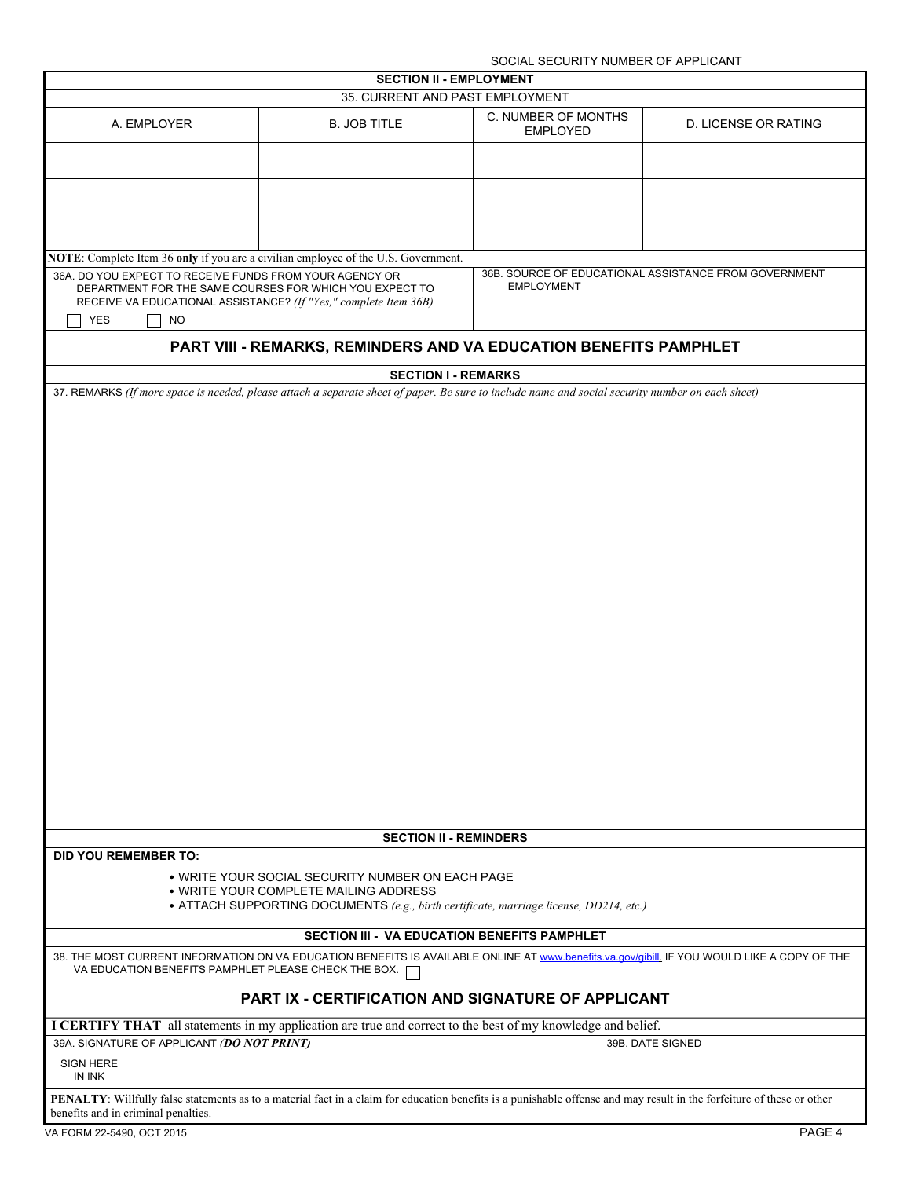SOCIAL SECURITY NUMBER OF APPLICANT

### SECTION II - EMPLOYMENT

35. CURRENT AND PAST EMPLOYMENT

| A. EMPLOYER | B. JOB TITLE | C. NUMBER OF MONTHS EMPLOYED | D. LICENSE OR RATING |
|---|---|---|---|
| | | | |
| | | | |
| | | | |

**NOTE**: Complete Item 36 **only** if you are a civilian employee of the U.S. Government.

36A. DO YOU EXPECT TO RECEIVE FUNDS FROM YOUR AGENCY OR DEPARTMENT FOR THE SAME COURSES FOR WHICH YOU EXPECT TO RECEIVE VA EDUCATIONAL ASSISTANCE? *(If "Yes," complete Item 36B)*

☐ YES ☐ NO

36B. SOURCE OF EDUCATIONAL ASSISTANCE FROM GOVERNMENT EMPLOYMENT

## PART VIII - REMARKS, REMINDERS AND VA EDUCATION BENEFITS PAMPHLET

### SECTION I - REMARKS

37. REMARKS *(If more space is needed, please attach a separate sheet of paper. Be sure to include name and social security number on each sheet)*

### SECTION II - REMINDERS

**DID YOU REMEMBER TO:**

- WRITE YOUR SOCIAL SECURITY NUMBER ON EACH PAGE
- WRITE YOUR COMPLETE MAILING ADDRESS
- ATTACH SUPPORTING DOCUMENTS *(e.g., birth certificate, marriage license, DD214, etc.)*

### SECTION III - VA EDUCATION BENEFITS PAMPHLET

38. THE MOST CURRENT INFORMATION ON VA EDUCATION BENEFITS IS AVAILABLE ONLINE AT www.benefits.va.gov/gibill. IF YOU WOULD LIKE A COPY OF THE VA EDUCATION BENEFITS PAMPHLET PLEASE CHECK THE BOX. ☐

## PART IX - CERTIFICATION AND SIGNATURE OF APPLICANT

**I CERTIFY THAT** all statements in my application are true and correct to the best of my knowledge and belief.

| 39A. SIGNATURE OF APPLICANT ***(DO NOT PRINT)*** | 39B. DATE SIGNED |
|---|---|
| SIGN HERE IN INK | |

**PENALTY**: Willfully false statements as to a material fact in a claim for education benefits is a punishable offense and may result in the forfeiture of these or other benefits and in criminal penalties.

VA FORM 22-5490, OCT 2015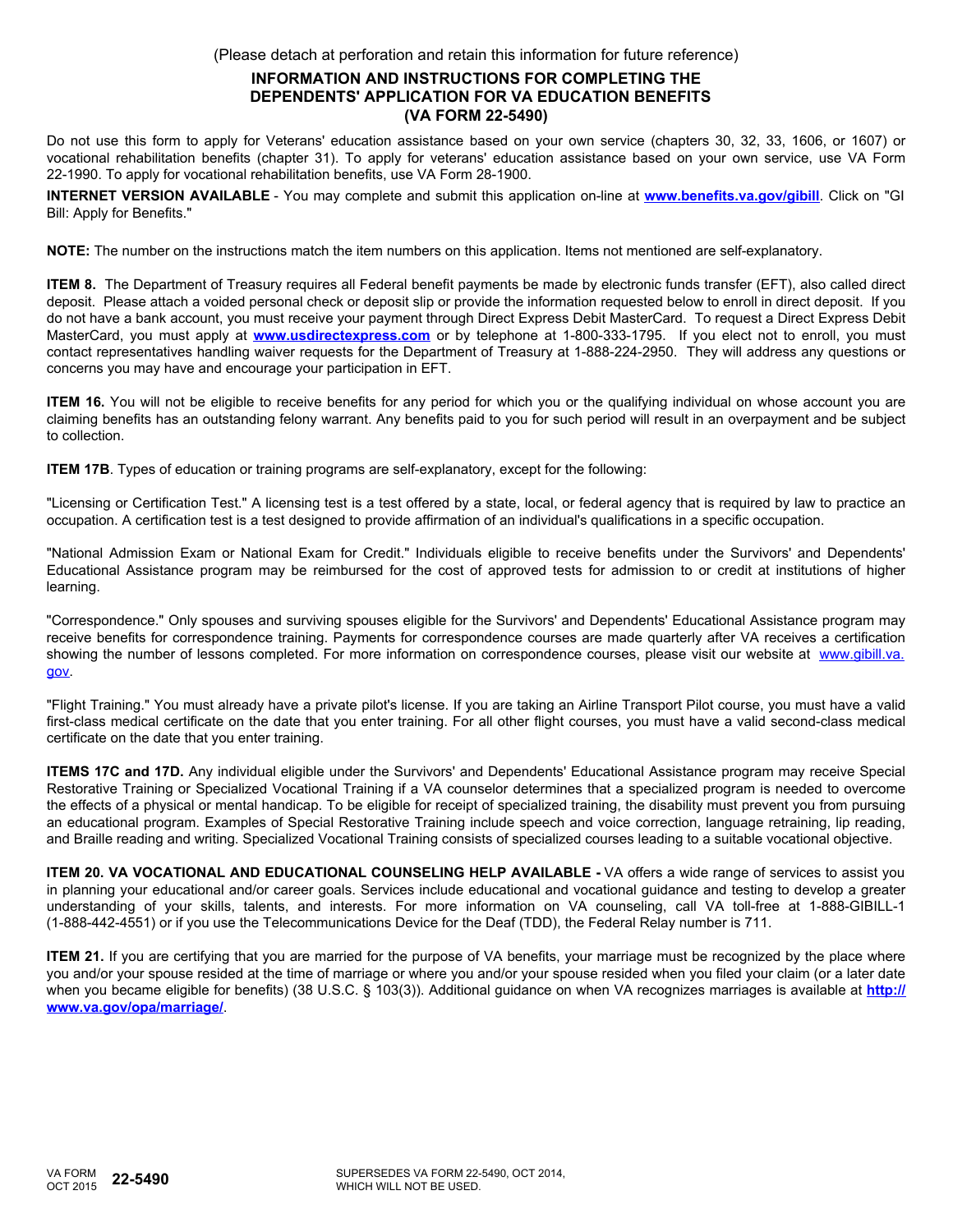(Please detach at perforation and retain this information for future reference)

## INFORMATION AND INSTRUCTIONS FOR COMPLETING THE DEPENDENTS' APPLICATION FOR VA EDUCATION BENEFITS (VA FORM 22-5490)

Do not use this form to apply for Veterans' education assistance based on your own service (chapters 30, 32, 33, 1606, or 1607) or vocational rehabilitation benefits (chapter 31). To apply for veterans' education assistance based on your own service, use VA Form 22-1990. To apply for vocational rehabilitation benefits, use VA Form 28-1900.

**INTERNET VERSION AVAILABLE** - You may complete and submit this application on-line at **www.benefits.va.gov/gibill**. Click on "GI Bill: Apply for Benefits."

**NOTE:** The number on the instructions match the item numbers on this application. Items not mentioned are self-explanatory.

**ITEM 8.** The Department of Treasury requires all Federal benefit payments be made by electronic funds transfer (EFT), also called direct deposit. Please attach a voided personal check or deposit slip or provide the information requested below to enroll in direct deposit. If you do not have a bank account, you must receive your payment through Direct Express Debit MasterCard. To request a Direct Express Debit MasterCard, you must apply at **www.usdirectexpress.com** or by telephone at 1-800-333-1795. If you elect not to enroll, you must contact representatives handling waiver requests for the Department of Treasury at 1-888-224-2950. They will address any questions or concerns you may have and encourage your participation in EFT.

**ITEM 16.** You will not be eligible to receive benefits for any period for which you or the qualifying individual on whose account you are claiming benefits has an outstanding felony warrant. Any benefits paid to you for such period will result in an overpayment and be subject to collection.

**ITEM 17B**. Types of education or training programs are self-explanatory, except for the following:

"Licensing or Certification Test." A licensing test is a test offered by a state, local, or federal agency that is required by law to practice an occupation. A certification test is a test designed to provide affirmation of an individual's qualifications in a specific occupation.

"National Admission Exam or National Exam for Credit." Individuals eligible to receive benefits under the Survivors' and Dependents' Educational Assistance program may be reimbursed for the cost of approved tests for admission to or credit at institutions of higher learning.

"Correspondence." Only spouses and surviving spouses eligible for the Survivors' and Dependents' Educational Assistance program may receive benefits for correspondence training. Payments for correspondence courses are made quarterly after VA receives a certification showing the number of lessons completed. For more information on correspondence courses, please visit our website at www.gibill.va.gov.

"Flight Training." You must already have a private pilot's license. If you are taking an Airline Transport Pilot course, you must have a valid first-class medical certificate on the date that you enter training. For all other flight courses, you must have a valid second-class medical certificate on the date that you enter training.

**ITEMS 17C and 17D.** Any individual eligible under the Survivors' and Dependents' Educational Assistance program may receive Special Restorative Training or Specialized Vocational Training if a VA counselor determines that a specialized program is needed to overcome the effects of a physical or mental handicap. To be eligible for receipt of specialized training, the disability must prevent you from pursuing an educational program. Examples of Special Restorative Training include speech and voice correction, language retraining, lip reading, and Braille reading and writing. Specialized Vocational Training consists of specialized courses leading to a suitable vocational objective.

**ITEM 20. VA VOCATIONAL AND EDUCATIONAL COUNSELING HELP AVAILABLE -** VA offers a wide range of services to assist you in planning your educational and/or career goals. Services include educational and vocational guidance and testing to develop a greater understanding of your skills, talents, and interests. For more information on VA counseling, call VA toll-free at 1-888-GIBILL-1 (1-888-442-4551) or if you use the Telecommunications Device for the Deaf (TDD), the Federal Relay number is 711.

**ITEM 21.** If you are certifying that you are married for the purpose of VA benefits, your marriage must be recognized by the place where you and/or your spouse resided at the time of marriage or where you and/or your spouse resided when you filed your claim (or a later date when you became eligible for benefits) (38 U.S.C. § 103(3)). Additional guidance on when VA recognizes marriages is available at **http://www.va.gov/opa/marriage/**.

VA FORM OCT 2015 **22-5490** SUPERSEDES VA FORM 22-5490, OCT 2014, WHICH WILL NOT BE USED.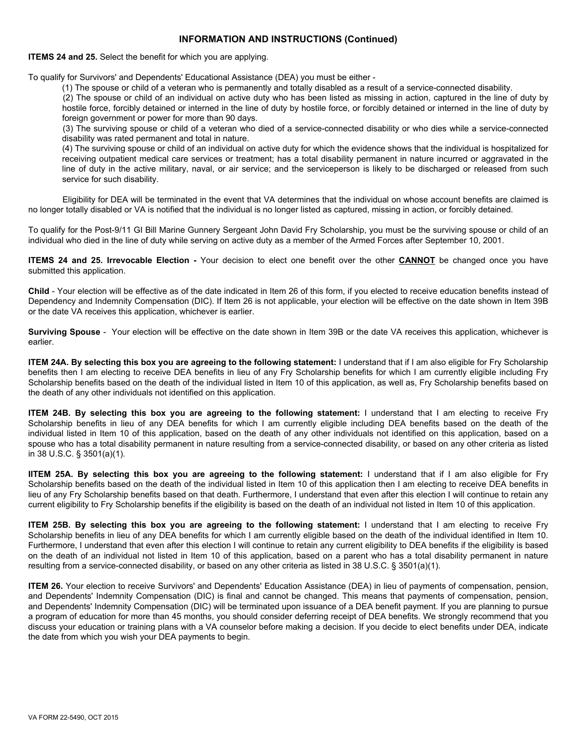## INFORMATION AND INSTRUCTIONS (Continued)

**ITEMS 24 and 25.** Select the benefit for which you are applying.

To qualify for Survivors' and Dependents' Educational Assistance (DEA) you must be either -

(1) The spouse or child of a veteran who is permanently and totally disabled as a result of a service-connected disability.

(2) The spouse or child of an individual on active duty who has been listed as missing in action, captured in the line of duty by hostile force, forcibly detained or interned in the line of duty by hostile force, or forcibly detained or interned in the line of duty by foreign government or power for more than 90 days.

(3) The surviving spouse or child of a veteran who died of a service-connected disability or who dies while a service-connected disability was rated permanent and total in nature.

(4) The surviving spouse or child of an individual on active duty for which the evidence shows that the individual is hospitalized for receiving outpatient medical care services or treatment; has a total disability permanent in nature incurred or aggravated in the line of duty in the active military, naval, or air service; and the serviceperson is likely to be discharged or released from such service for such disability.

Eligibility for DEA will be terminated in the event that VA determines that the individual on whose account benefits are claimed is no longer totally disabled or VA is notified that the individual is no longer listed as captured, missing in action, or forcibly detained.

To qualify for the Post-9/11 GI Bill Marine Gunnery Sergeant John David Fry Scholarship, you must be the surviving spouse or child of an individual who died in the line of duty while serving on active duty as a member of the Armed Forces after September 10, 2001.

**ITEMS 24 and 25. Irrevocable Election -** Your decision to elect one benefit over the other **CANNOT** be changed once you have submitted this application.

**Child** - Your election will be effective as of the date indicated in Item 26 of this form, if you elected to receive education benefits instead of Dependency and Indemnity Compensation (DIC). If Item 26 is not applicable, your election will be effective on the date shown in Item 39B or the date VA receives this application, whichever is earlier.

**Surviving Spouse** - Your election will be effective on the date shown in Item 39B or the date VA receives this application, whichever is earlier.

**ITEM 24A. By selecting this box you are agreeing to the following statement:** I understand that if I am also eligible for Fry Scholarship benefits then I am electing to receive DEA benefits in lieu of any Fry Scholarship benefits for which I am currently eligible including Fry Scholarship benefits based on the death of the individual listed in Item 10 of this application, as well as, Fry Scholarship benefits based on the death of any other individuals not identified on this application.

**ITEM 24B. By selecting this box you are agreeing to the following statement:** I understand that I am electing to receive Fry Scholarship benefits in lieu of any DEA benefits for which I am currently eligible including DEA benefits based on the death of the individual listed in Item 10 of this application, based on the death of any other individuals not identified on this application, based on a spouse who has a total disability permanent in nature resulting from a service-connected disability, or based on any other criteria as listed in 38 U.S.C. § 3501(a)(1).

**IITEM 25A. By selecting this box you are agreeing to the following statement:** I understand that if I am also eligible for Fry Scholarship benefits based on the death of the individual listed in Item 10 of this application then I am electing to receive DEA benefits in lieu of any Fry Scholarship benefits based on that death. Furthermore, I understand that even after this election I will continue to retain any current eligibility to Fry Scholarship benefits if the eligibility is based on the death of an individual not listed in Item 10 of this application.

**ITEM 25B. By selecting this box you are agreeing to the following statement:** I understand that I am electing to receive Fry Scholarship benefits in lieu of any DEA benefits for which I am currently eligible based on the death of the individual identified in Item 10. Furthermore, I understand that even after this election I will continue to retain any current eligibility to DEA benefits if the eligibility is based on the death of an individual not listed in Item 10 of this application, based on a parent who has a total disability permanent in nature resulting from a service-connected disability, or based on any other criteria as listed in 38 U.S.C. § 3501(a)(1).

**ITEM 26.** Your election to receive Survivors' and Dependents' Education Assistance (DEA) in lieu of payments of compensation, pension, and Dependents' Indemnity Compensation (DIC) is final and cannot be changed. This means that payments of compensation, pension, and Dependents' Indemnity Compensation (DIC) will be terminated upon issuance of a DEA benefit payment. If you are planning to pursue a program of education for more than 45 months, you should consider deferring receipt of DEA benefits. We strongly recommend that you discuss your education or training plans with a VA counselor before making a decision. If you decide to elect benefits under DEA, indicate the date from which you wish your DEA payments to begin.

VA FORM 22-5490, OCT 2015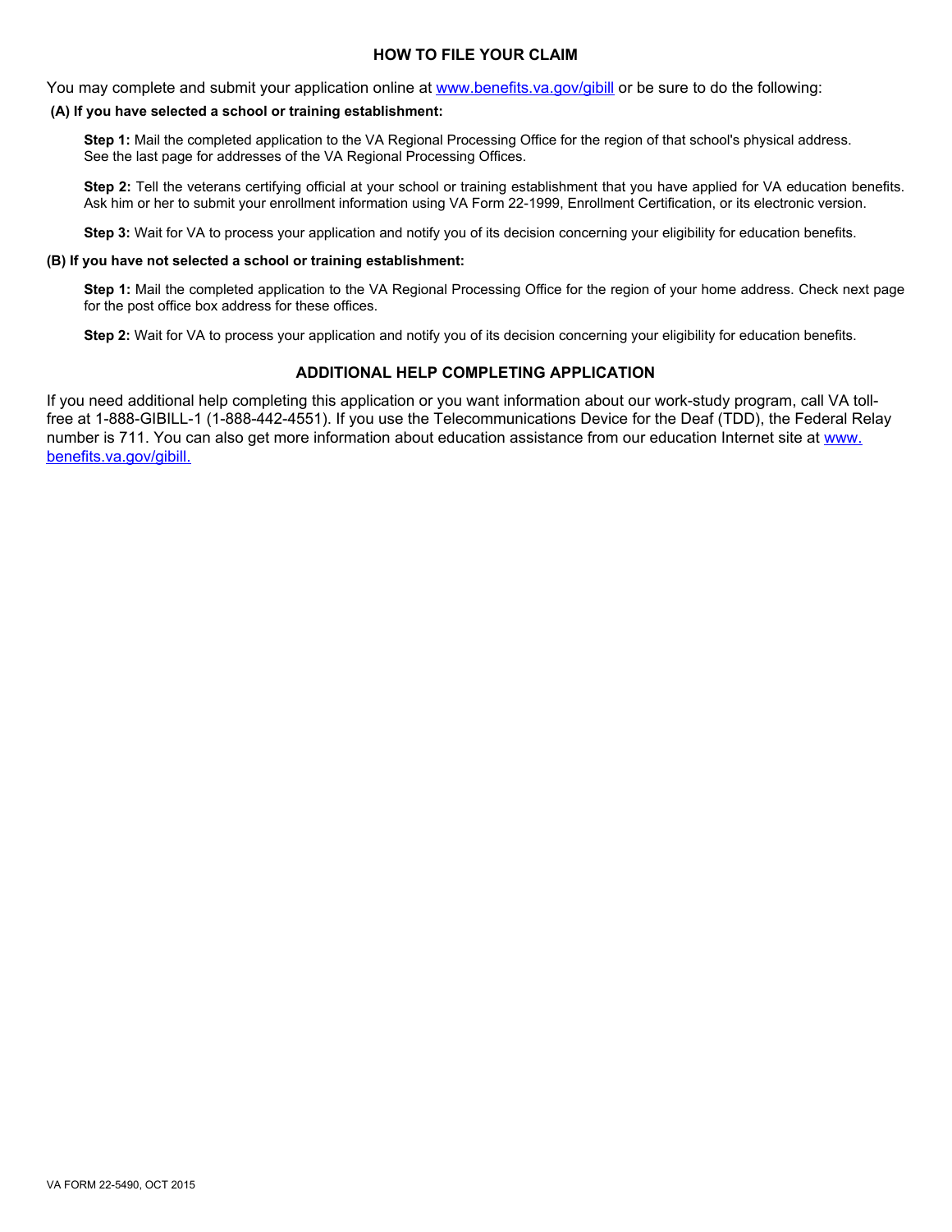## HOW TO FILE YOUR CLAIM

You may complete and submit your application online at www.benefits.va.gov/gibill or be sure to do the following:

**(A) If you have selected a school or training establishment:**

**Step 1:** Mail the completed application to the VA Regional Processing Office for the region of that school's physical address. See the last page for addresses of the VA Regional Processing Offices.

**Step 2:** Tell the veterans certifying official at your school or training establishment that you have applied for VA education benefits. Ask him or her to submit your enrollment information using VA Form 22-1999, Enrollment Certification, or its electronic version.

**Step 3:** Wait for VA to process your application and notify you of its decision concerning your eligibility for education benefits.

**(B) If you have not selected a school or training establishment:**

**Step 1:** Mail the completed application to the VA Regional Processing Office for the region of your home address. Check next page for the post office box address for these offices.

**Step 2:** Wait for VA to process your application and notify you of its decision concerning your eligibility for education benefits.

## ADDITIONAL HELP COMPLETING APPLICATION

If you need additional help completing this application or you want information about our work-study program, call VA toll-free at 1-888-GIBILL-1 (1-888-442-4551). If you use the Telecommunications Device for the Deaf (TDD), the Federal Relay number is 711. You can also get more information about education assistance from our education Internet site at www.benefits.va.gov/gibill.

VA FORM 22-5490, OCT 2015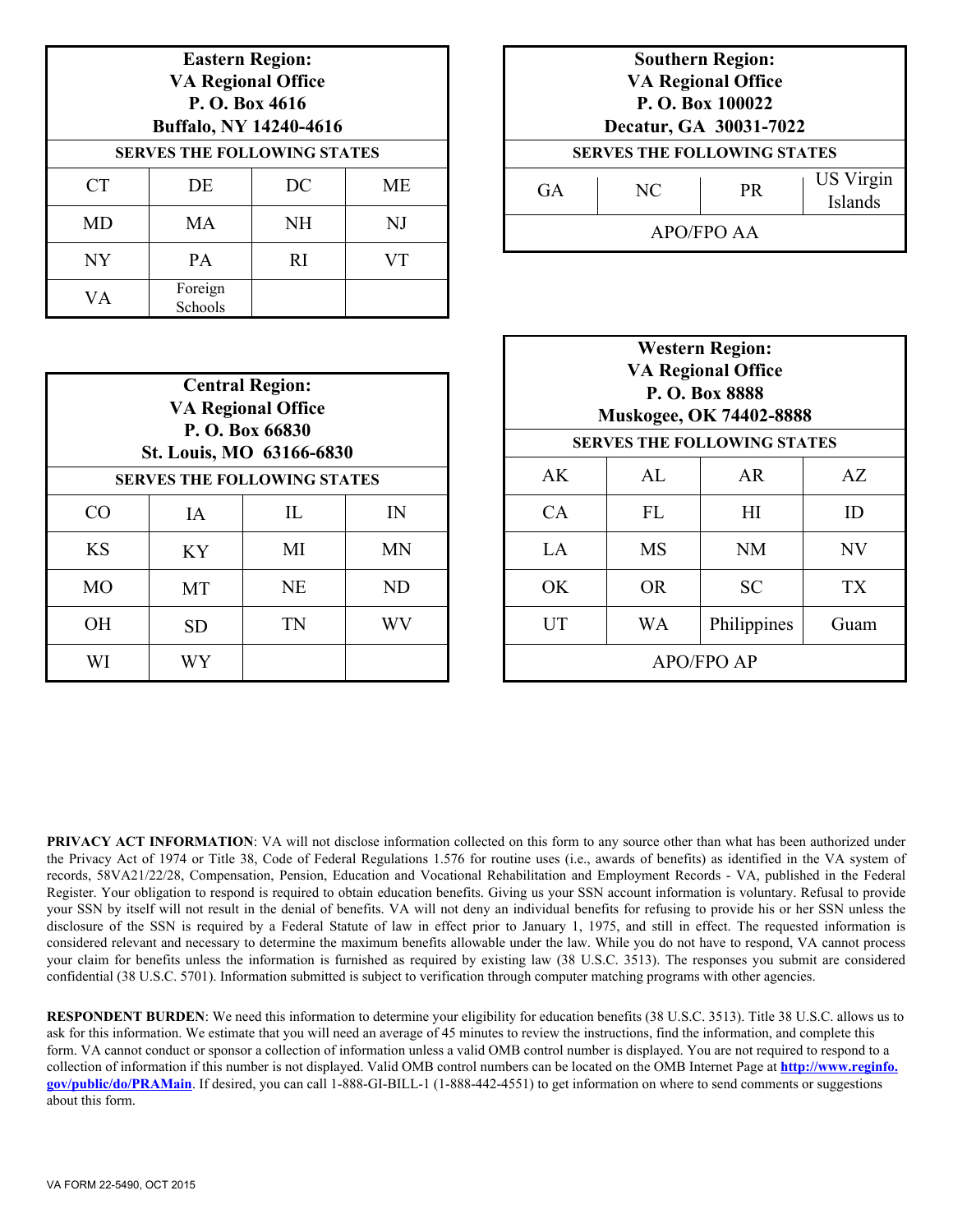| Eastern Region: VA Regional Office P. O. Box 4616 Buffalo, NY 14240-4616 | | | |
|---|---|---|---|
| SERVES THE FOLLOWING STATES | | | |
| CT | DE | DC | ME |
| MD | MA | NH | NJ |
| NY | PA | RI | VT |
| VA | Foreign Schools | | |

| Southern Region: VA Regional Office P. O. Box 100022 Decatur, GA 30031-7022 | | | |
|---|---|---|---|
| SERVES THE FOLLOWING STATES | | | |
| GA | NC | PR | US Virgin Islands |
| APO/FPO AA | | | |

| Central Region: VA Regional Office P. O. Box 66830 St. Louis, MO 63166-6830 | | | |
|---|---|---|---|
| SERVES THE FOLLOWING STATES | | | |
| CO | IA | IL | IN |
| KS | KY | MI | MN |
| MO | MT | NE | ND |
| OH | SD | TN | WV |
| WI | WY | | |

| Western Region: VA Regional Office P. O. Box 8888 Muskogee, OK 74402-8888 | | | |
|---|---|---|---|
| SERVES THE FOLLOWING STATES | | | |
| AK | AL | AR | AZ |
| CA | FL | HI | ID |
| LA | MS | NM | NV |
| OK | OR | SC | TX |
| UT | WA | Philippines | Guam |
| APO/FPO AP | | | |

**PRIVACY ACT INFORMATION**: VA will not disclose information collected on this form to any source other than what has been authorized under the Privacy Act of 1974 or Title 38, Code of Federal Regulations 1.576 for routine uses (i.e., awards of benefits) as identified in the VA system of records, 58VA21/22/28, Compensation, Pension, Education and Vocational Rehabilitation and Employment Records - VA, published in the Federal Register. Your obligation to respond is required to obtain education benefits. Giving us your SSN account information is voluntary. Refusal to provide your SSN by itself will not result in the denial of benefits. VA will not deny an individual benefits for refusing to provide his or her SSN unless the disclosure of the SSN is required by a Federal Statute of law in effect prior to January 1, 1975, and still in effect. The requested information is considered relevant and necessary to determine the maximum benefits allowable under the law. While you do not have to respond, VA cannot process your claim for benefits unless the information is furnished as required by existing law (38 U.S.C. 3513). The responses you submit are considered confidential (38 U.S.C. 5701). Information submitted is subject to verification through computer matching programs with other agencies.

**RESPONDENT BURDEN**: We need this information to determine your eligibility for education benefits (38 U.S.C. 3513). Title 38 U.S.C. allows us to ask for this information. We estimate that you will need an average of 45 minutes to review the instructions, find the information, and complete this form. VA cannot conduct or sponsor a collection of information unless a valid OMB control number is displayed. You are not required to respond to a collection of information if this number is not displayed. Valid OMB control numbers can be located on the OMB Internet Page at **http://www.reginfo.gov/public/do/PRAMain**. If desired, you can call 1-888-GI-BILL-1 (1-888-442-4551) to get information on where to send comments or suggestions about this form.

VA FORM 22-5490, OCT 2015